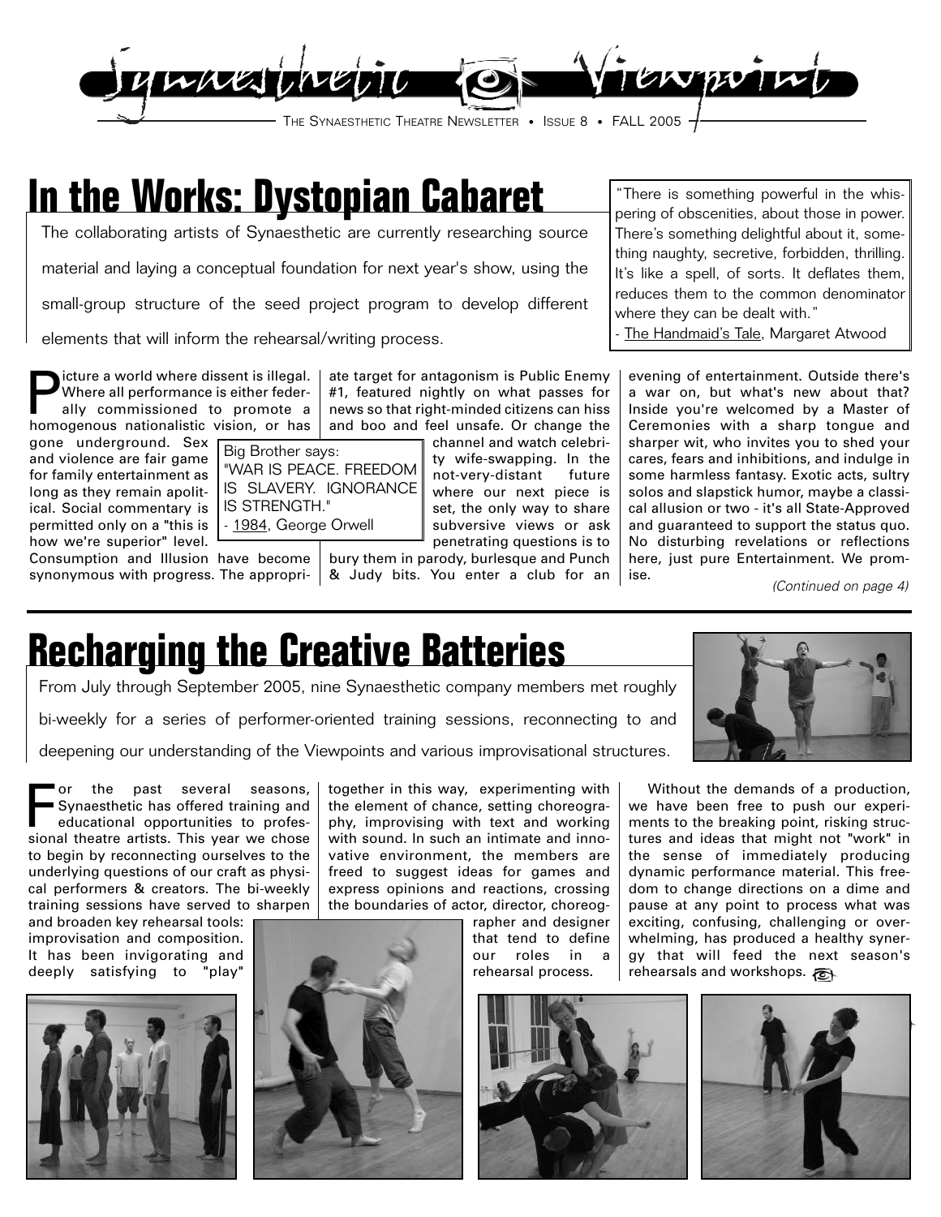# Synaesthetic Viewpoint

THE SYNAESTHETIC THEATRE NEWSLETTER • ISSUE 8 • FALL 2005

## In the Works: Dystopian Cabaret

The collaborating artists of Synaesthetic are currently researching source material and laying a conceptual foundation for next year's show, using the small-group structure of the seed project program to develop different elements that will inform the rehearsal/writing process.

> "There is something powerful in the whispering of obscenities, about those in power. There's something delightful about it, something naughty, secretive, forbidden, thrilling. It's like a spell, of sorts. It deflates them, reduces them to the common denominator where they can be dealt with."
>
> - The Handmaid's Tale, Margaret Atwood

Picture a world where dissent is illegal. Where all performance is either federally commissioned to promote a homogenous nationalistic vision, or has gone underground. Sex and violence are fair game for family entertainment as long as they remain apolitical. Social commentary is permitted only on a "this is how we're superior" level. Consumption and Illusion have become synonymous with progress. The appropriate target for antagonism is Public Enemy #1, featured nightly on what passes for news so that right-minded citizens can hiss and boo and feel unsafe. Or change the channel and watch celebrity wife-swapping. In the not-very-distant future where our next piece is set, the only way to share subversive views or ask penetrating questions is to bury them in parody, burlesque and Punch & Judy bits. You enter a club for an evening of entertainment. Outside there's a war on, but what's new about that? Inside you're welcomed by a Master of Ceremonies with a sharp tongue and sharper wit, who invites you to shed your cares, fears and inhibitions, and indulge in some harmless fantasy. Exotic acts, sultry solos and slapstick humor, maybe a classical allusion or two - it's all State-Approved and guaranteed to support the status quo. No disturbing revelations or reflections here, just pure Entertainment. We promise.

> Big Brother says:
> "WAR IS PEACE. FREEDOM IS SLAVERY. IGNORANCE IS STRENGTH."
> - 1984, George Orwell

*(Continued on page 4)*

## Recharging the Creative Batteries

From July through September 2005, nine Synaesthetic company members met roughly bi-weekly for a series of performer-oriented training sessions, reconnecting to and deepening our understanding of the Viewpoints and various improvisational structures.

For the past several seasons, Synaesthetic has offered training and educational opportunities to professional theatre artists. This year we chose to begin by reconnecting ourselves to the underlying questions of our craft as physical performers & creators. The bi-weekly training sessions have served to sharpen and broaden key rehearsal tools: improvisation and composition. It has been invigorating and deeply satisfying to "play" together in this way, experimenting with the element of chance, setting choreography, improvising with text and working with sound. In such an intimate and innovative environment, the members are freed to suggest ideas for games and express opinions and reactions, crossing the boundaries of actor, director, choreographer and designer that tend to define our roles in a rehearsal process.

Without the demands of a production, we have been free to push our experiments to the breaking point, risking structures and ideas that might not "work" in the sense of immediately producing dynamic performance material. This freedom to change directions on a dime and pause at any point to process what was exciting, confusing, challenging or overwhelming, has produced a healthy synergy that will feed the next season's rehearsals and workshops.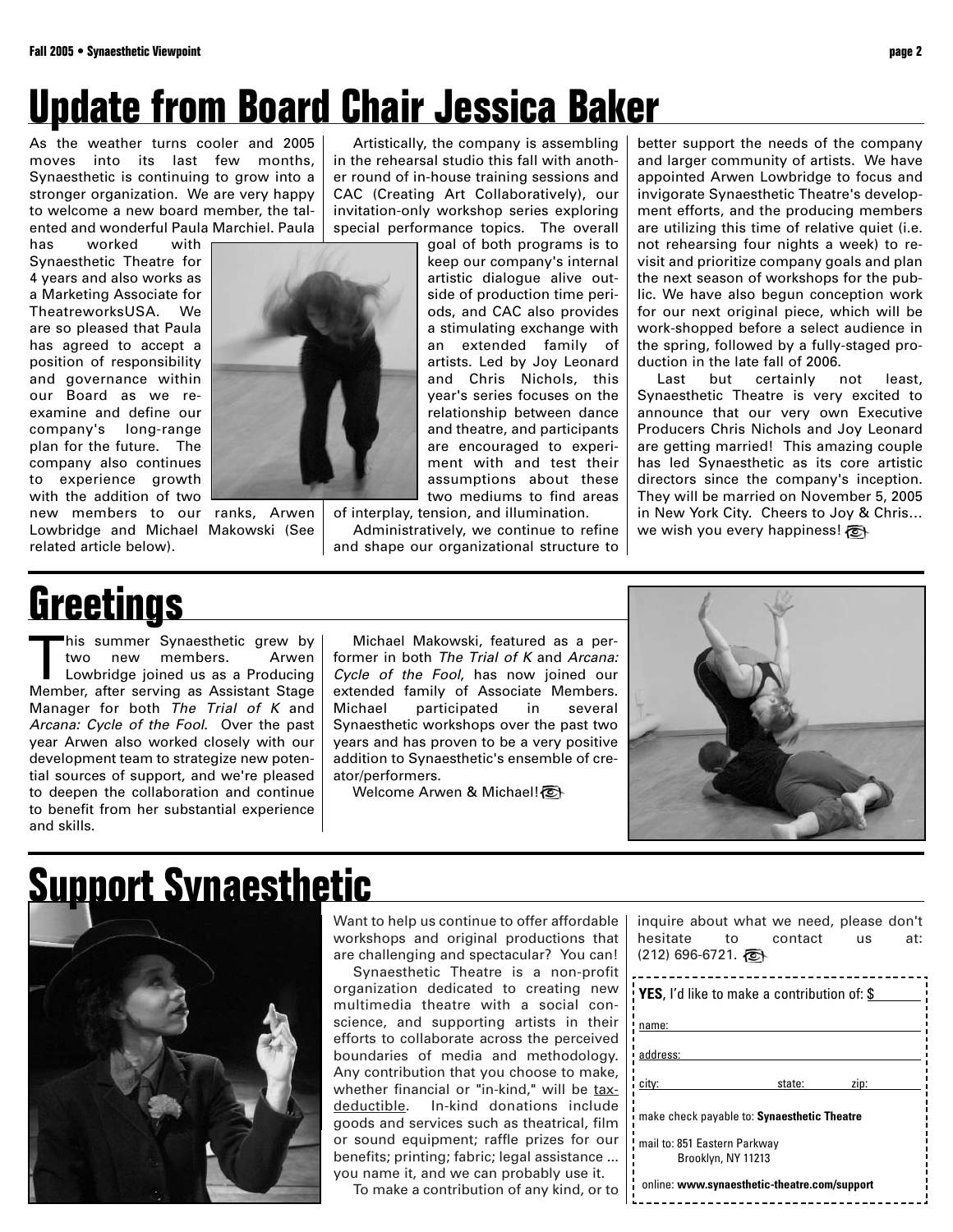# Update from Board Chair Jessica Baker

As the weather turns cooler and 2005 moves into its last few months, Synaesthetic is continuing to grow into a stronger organization. We are very happy to welcome a new board member, the talented and wonderful Paula Marchiel. Paula has worked with Synaesthetic Theatre for 4 years and also works as a Marketing Associate for TheatreworksUSA. We are so pleased that Paula has agreed to accept a position of responsibility and governance within our Board as we re-examine and define our company's long-range plan for the future. The company also continues to experience growth with the addition of two new members to our ranks, Arwen Lowbridge and Michael Makowski (See related article below).

Artistically, the company is assembling in the rehearsal studio this fall with another round of in-house training sessions and CAC (Creating Art Collaboratively), our invitation-only workshop series exploring special performance topics. The overall goal of both programs is to keep our company's internal artistic dialogue alive outside of production time periods, and CAC also provides a stimulating exchange with an extended family of artists. Led by Joy Leonard and Chris Nichols, this year's series focuses on the relationship between dance and theatre, and participants are encouraged to experiment with and test their assumptions about these two mediums to find areas of interplay, tension, and illumination.

Administratively, we continue to refine and shape our organizational structure to better support the needs of the company and larger community of artists. We have appointed Arwen Lowbridge to focus and invigorate Synaesthetic Theatre's development efforts, and the producing members are utilizing this time of relative quiet (i.e. not rehearsing four nights a week) to revisit and prioritize company goals and plan the next season of workshops for the public. We have also begun conception work for our next original piece, which will be work-shopped before a select audience in the spring, followed by a fully-staged production in the late fall of 2006.

Last but certainly not least, Synaesthetic Theatre is very excited to announce that our very own Executive Producers Chris Nichols and Joy Leonard are getting married! This amazing couple has led Synaesthetic as its core artistic directors since the company's inception. They will be married on November 5, 2005 in New York City. Cheers to Joy & Chris… we wish you every happiness!

# Greetings

This summer Synaesthetic grew by two new members. Arwen Lowbridge joined us as a Producing Member, after serving as Assistant Stage Manager for both *The Trial of K* and *Arcana: Cycle of the Fool*. Over the past year Arwen also worked closely with our development team to strategize new potential sources of support, and we're pleased to deepen the collaboration and continue to benefit from her substantial experience and skills.

Michael Makowski, featured as a performer in both *The Trial of K* and *Arcana: Cycle of the Fool*, has now joined our extended family of Associate Members. Michael participated in several Synaesthetic workshops over the past two years and has proven to be a very positive addition to Synaesthetic's ensemble of creator/performers.

Welcome Arwen & Michael!

# Support Synaesthetic

Want to help us continue to offer affordable workshops and original productions that are challenging and spectacular? You can!

Synaesthetic Theatre is a non-profit organization dedicated to creating new multimedia theatre with a social conscience, and supporting artists in their efforts to collaborate across the perceived boundaries of media and methodology. Any contribution that you choose to make, whether financial or "in-kind," will be tax-deductible. In-kind donations include goods and services such as theatrical, film or sound equipment; raffle prizes for our benefits; printing; fabric; legal assistance ... you name it, and we can probably use it.

To make a contribution of any kind, or to inquire about what we need, please don't hesitate to contact us at: (212) 696-6721.

**YES**, I'd like to make a contribution of: $______

name: ______

address: ______

city: ______ state: ______ zip: ______

make check payable to: **Synaesthetic Theatre**

mail to: 851 Eastern Parkway
Brooklyn, NY 11213

online: **www.synaesthetic-theatre.com/support**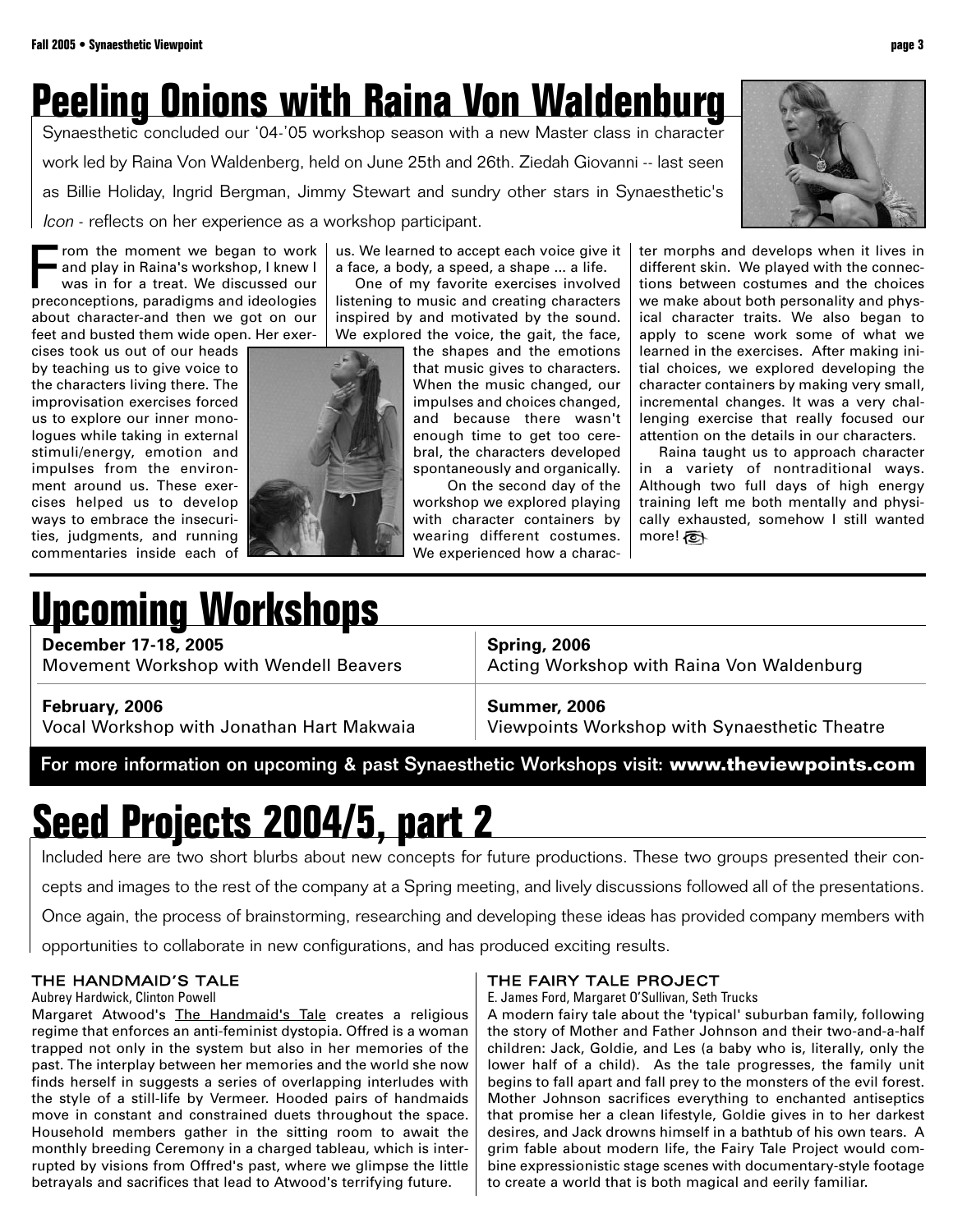# Peeling Onions with Raina Von Waldenburg

Synaesthetic concluded our '04-'05 workshop season with a new Master class in character work led by Raina Von Waldenberg, held on June 25th and 26th. Ziedah Giovanni -- last seen as Billie Holiday, Ingrid Bergman, Jimmy Stewart and sundry other stars in Synaesthetic's *Icon* - reflects on her experience as a workshop participant.

From the moment we began to work and play in Raina's workshop, I knew I was in for a treat. We discussed our preconceptions, paradigms and ideologies about character-and then we got on our feet and busted them wide open. Her exercises took us out of our heads by teaching us to give voice to the characters living there. The improvisation exercises forced us to explore our inner monologues while taking in external stimuli/energy, emotion and impulses from the environment around us. These exercises helped us to develop ways to embrace the insecurities, judgments, and running commentaries inside each of us. We learned to accept each voice give it a face, a body, a speed, a shape ... a life.

One of my favorite exercises involved listening to music and creating characters inspired by and motivated by the sound. We explored the voice, the gait, the face, the shapes and the emotions that music gives to characters. When the music changed, our impulses and choices changed, and because there wasn't enough time to get too cerebral, the characters developed spontaneously and organically.

On the second day of the workshop we explored playing with character containers by wearing different costumes. We experienced how a character morphs and develops when it lives in different skin. We played with the connections between costumes and the choices we make about both personality and physical character traits. We also began to apply to scene work some of what we learned in the exercises. After making initial choices, we explored developing the character containers by making very small, incremental changes. It was a very challenging exercise that really focused our attention on the details in our characters.

Raina taught us to approach character in a variety of nontraditional ways. Although two full days of high energy training left me both mentally and physically exhausted, somehow I still wanted more!

# Upcoming Workshops

| | |
|---|---|
| **December 17-18, 2005**<br>Movement Workshop with Wendell Beavers | **Spring, 2006**<br>Acting Workshop with Raina Von Waldenburg |
| **February, 2006**<br>Vocal Workshop with Jonathan Hart Makwaia | **Summer, 2006**<br>Viewpoints Workshop with Synaesthetic Theatre |

**For more information on upcoming & past Synaesthetic Workshops visit: www.theviewpoints.com**

# Seed Projects 2004/5, part 2

Included here are two short blurbs about new concepts for future productions. These two groups presented their concepts and images to the rest of the company at a Spring meeting, and lively discussions followed all of the presentations. Once again, the process of brainstorming, researching and developing these ideas has provided company members with opportunities to collaborate in new configurations, and has produced exciting results.

### THE HANDMAID'S TALE

Aubrey Hardwick, Clinton Powell

Margaret Atwood's The Handmaid's Tale creates a religious regime that enforces an anti-feminist dystopia. Offred is a woman trapped not only in the system but also in her memories of the past. The interplay between her memories and the world she now finds herself in suggests a series of overlapping interludes with the style of a still-life by Vermeer. Hooded pairs of handmaids move in constant and constrained duets throughout the space. Household members gather in the sitting room to await the monthly breeding Ceremony in a charged tableau, which is interrupted by visions from Offred's past, where we glimpse the little betrayals and sacrifices that lead to Atwood's terrifying future.

### THE FAIRY TALE PROJECT

E. James Ford, Margaret O'Sullivan, Seth Trucks

A modern fairy tale about the 'typical' suburban family, following the story of Mother and Father Johnson and their two-and-a-half children: Jack, Goldie, and Les (a baby who is, literally, only the lower half of a child). As the tale progresses, the family unit begins to fall apart and fall prey to the monsters of the evil forest. Mother Johnson sacrifices everything to enchanted antiseptics that promise her a clean lifestyle, Goldie gives in to her darkest desires, and Jack drowns himself in a bathtub of his own tears. A grim fable about modern life, the Fairy Tale Project would combine expressionistic stage scenes with documentary-style footage to create a world that is both magical and eerily familiar.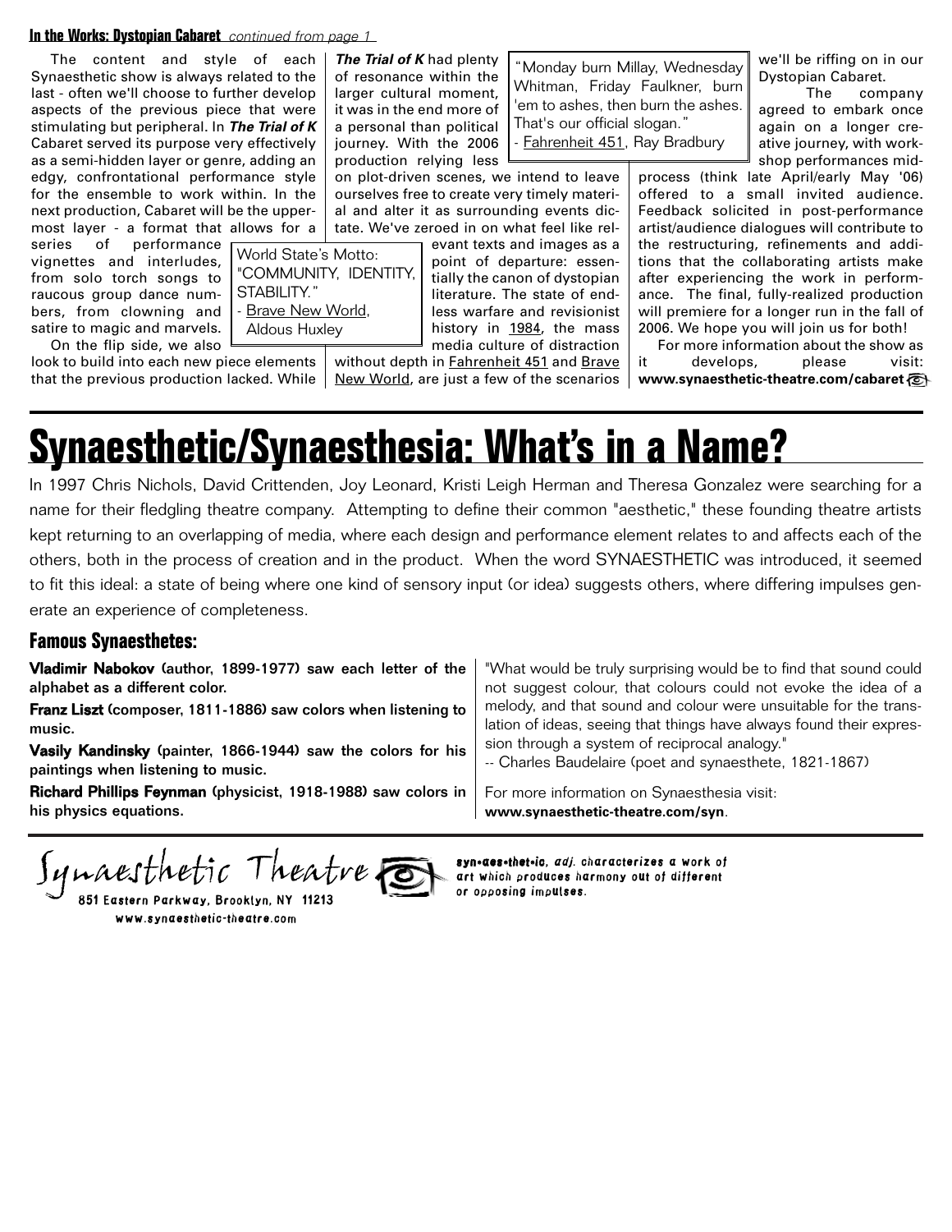**In the Works: Dystopian Cabaret** *continued from page 1*

The content and style of each Synaesthetic show is always related to the last - often we'll choose to further develop aspects of the previous piece that were stimulating but peripheral. In ***The Trial of K*** Cabaret served its purpose very effectively as a semi-hidden layer or genre, adding an edgy, confrontational performance style for the ensemble to work within. In the next production, Cabaret will be the uppermost layer - a format that allows for a series of performance vignettes and interludes, from solo torch songs to raucous group dance numbers, from clowning and satire to magic and marvels.

On the flip side, we also look to build into each new piece elements that the previous production lacked. While ***The Trial of K*** had plenty of resonance within the larger cultural moment, it was in the end more of a personal than political journey. With the 2006 production relying less on plot-driven scenes, we intend to leave ourselves free to create very timely material and alter it as surrounding events dictate. We've zeroed in on what feel like relevant texts and images as a point of departure: essentially the canon of dystopian literature. The state of endless warfare and revisionist history in 1984, the mass media culture of distraction without depth in Fahrenheit 451 and Brave New World, are just a few of the scenarios we'll be riffing on in our Dystopian Cabaret.

> World State's Motto:
> "COMMUNITY, IDENTITY, STABILITY."
> - Brave New World, Aldous Huxley

> "Monday burn Millay, Wednesday Whitman, Friday Faulkner, burn 'em to ashes, then burn the ashes. That's our official slogan."
> - Fahrenheit 451, Ray Bradbury

The company agreed to embark once again on a longer creative journey, with workshop performances mid-process (think late April/early May '06) offered to a small invited audience. Feedback solicited in post-performance artist/audience dialogues will contribute to the restructuring, refinements and additions that the collaborating artists make after experiencing the work in performance. The final, fully-realized production will premiere for a longer run in the fall of 2006. We hope you will join us for both!

For more information about the show as it develops, please visit: **www.synaesthetic-theatre.com/cabaret**

# Synaesthetic/Synaesthesia: What's in a Name?

In 1997 Chris Nichols, David Crittenden, Joy Leonard, Kristi Leigh Herman and Theresa Gonzalez were searching for a name for their fledgling theatre company. Attempting to define their common "aesthetic," these founding theatre artists kept returning to an overlapping of media, where each design and performance element relates to and affects each of the others, both in the process of creation and in the product. When the word SYNAESTHETIC was introduced, it seemed to fit this ideal: a state of being where one kind of sensory input (or idea) suggests others, where differing impulses generate an experience of completeness.

### Famous Synaesthetes:

**Vladimir Nabokov (author, 1899-1977) saw each letter of the alphabet as a different color.**

**Franz Liszt (composer, 1811-1886) saw colors when listening to music.**

**Vasily Kandinsky (painter, 1866-1944) saw the colors for his paintings when listening to music.**

**Richard Phillips Feynman (physicist, 1918-1988) saw colors in his physics equations.**

"What would be truly surprising would be to find that sound could not suggest colour, that colours could not evoke the idea of a melody, and that sound and colour were unsuitable for the translation of ideas, seeing that things have always found their expression through a system of reciprocal analogy."
-- Charles Baudelaire (poet and synaesthete, 1821-1867)

For more information on Synaesthesia visit:
**www.synaesthetic-theatre.com/syn**.

Synaesthetic Theatre
851 Eastern Parkway, Brooklyn, NY 11213
www.synaesthetic-theatre.com

***syn•aes•thet•ic**, adj. characterizes a work of art which produces harmony out of different or opposing impulses.*